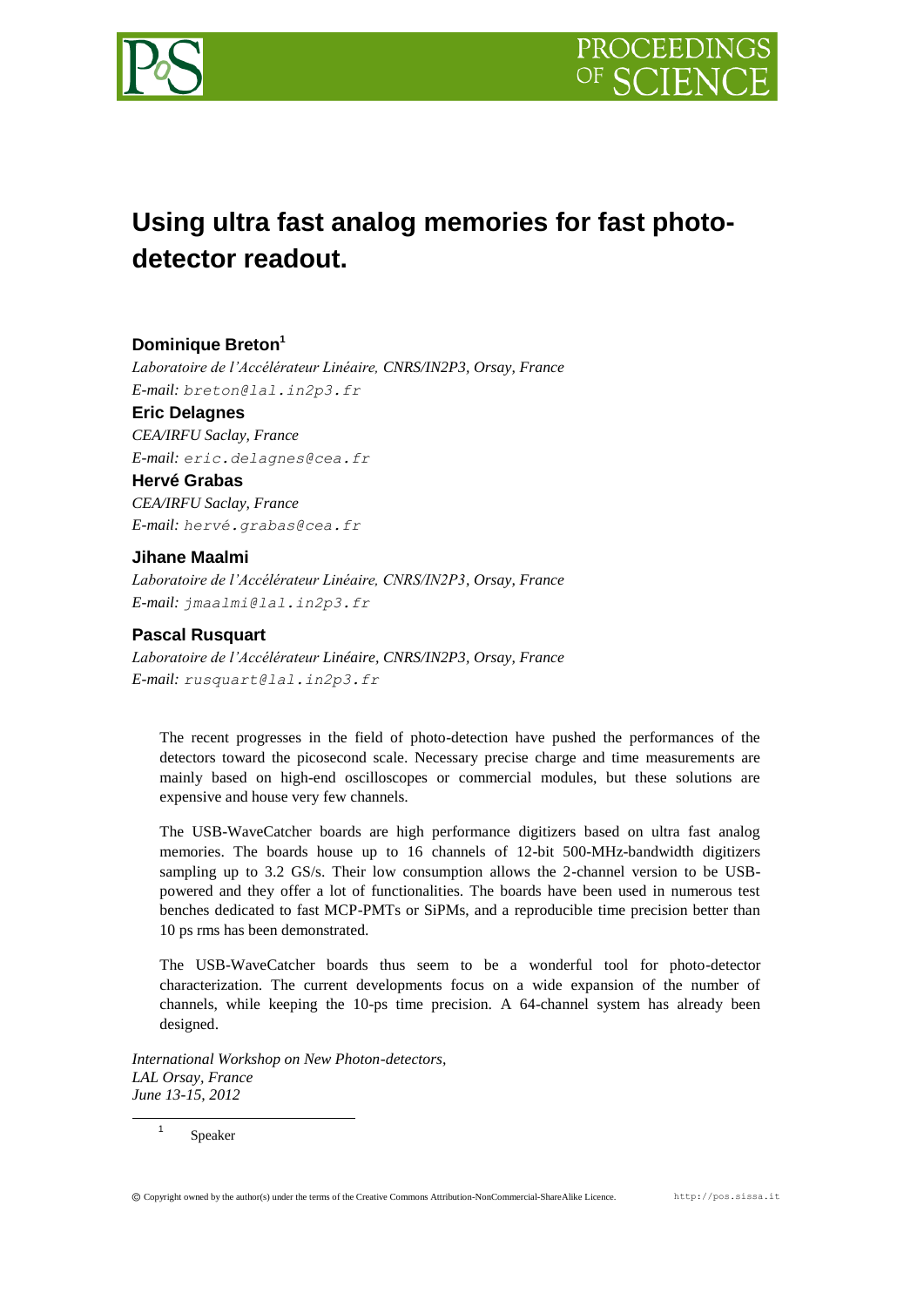# Using ultra fast analog memories for fast photo-detector readout.

**Dominique Breton**[1]

*Laboratoire de l'Accélérateur Linéaire, CNRS/IN2P3, Orsay, France*
*E-mail:* breton@lal.in2p3.fr

**Eric Delagnes**

*CEA/IRFU Saclay, France*
*E-mail:* eric.delagnes@cea.fr

**Hervé Grabas**

*CEA/IRFU Saclay, France*
*E-mail:* hervé.grabas@cea.fr

**Jihane Maalmi**

*Laboratoire de l'Accélérateur Linéaire, CNRS/IN2P3, Orsay, France*
*E-mail:* jmaalmi@lal.in2p3.fr

**Pascal Rusquart**

*Laboratoire de l'Accélérateur Linéaire, CNRS/IN2P3, Orsay, France*
*E-mail:* rusquart@lal.in2p3.fr

The recent progresses in the field of photo-detection have pushed the performances of the detectors toward the picosecond scale. Necessary precise charge and time measurements are mainly based on high-end oscilloscopes or commercial modules, but these solutions are expensive and house very few channels.

The USB-WaveCatcher boards are high performance digitizers based on ultra fast analog memories. The boards house up to 16 channels of 12-bit 500-MHz-bandwidth digitizers sampling up to 3.2 GS/s. Their low consumption allows the 2-channel version to be USB-powered and they offer a lot of functionalities. The boards have been used in numerous test benches dedicated to fast MCP-PMTs or SiPMs, and a reproducible time precision better than 10 ps rms has been demonstrated.

The USB-WaveCatcher boards thus seem to be a wonderful tool for photo-detector characterization. The current developments focus on a wide expansion of the number of channels, while keeping the 10-ps time precision. A 64-channel system has already been designed.

*International Workshop on New Photon-detectors,*
*LAL Orsay, France*
*June 13-15, 2012*

[1] Speaker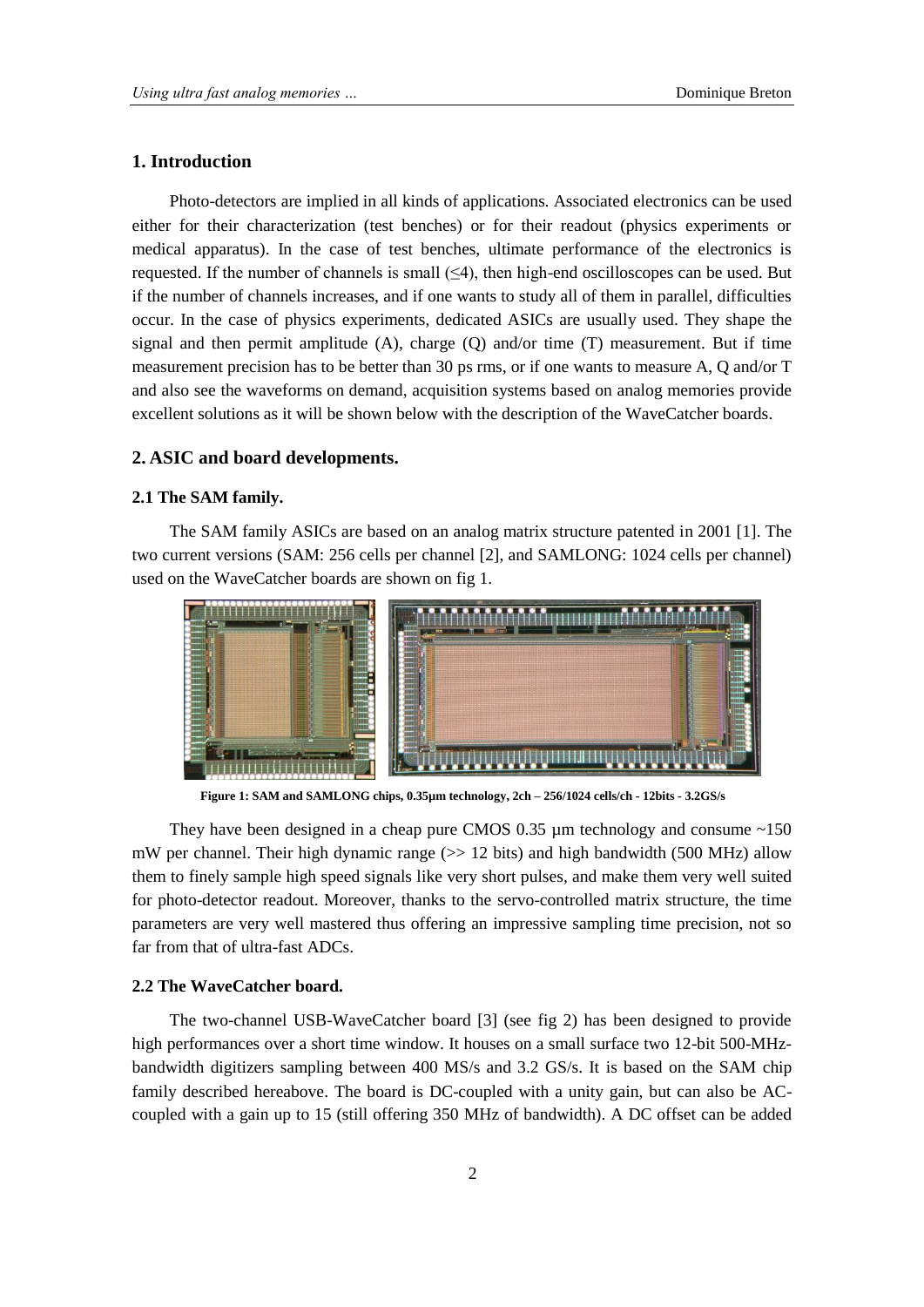## 1. Introduction

Photo-detectors are implied in all kinds of applications. Associated electronics can be used either for their characterization (test benches) or for their readout (physics experiments or medical apparatus). In the case of test benches, ultimate performance of the electronics is requested. If the number of channels is small (≤4), then high-end oscilloscopes can be used. But if the number of channels increases, and if one wants to study all of them in parallel, difficulties occur. In the case of physics experiments, dedicated ASICs are usually used. They shape the signal and then permit amplitude (A), charge (Q) and/or time (T) measurement. But if time measurement precision has to be better than 30 ps rms, or if one wants to measure A, Q and/or T and also see the waveforms on demand, acquisition systems based on analog memories provide excellent solutions as it will be shown below with the description of the WaveCatcher boards.

## 2. ASIC and board developments.

### 2.1 The SAM family.

The SAM family ASICs are based on an analog matrix structure patented in 2001 [1]. The two current versions (SAM: 256 cells per channel [2], and SAMLONG: 1024 cells per channel) used on the WaveCatcher boards are shown on fig 1.

**Figure 1: SAM and SAMLONG chips, 0.35µm technology, 2ch – 256/1024 cells/ch - 12bits - 3.2GS/s**

They have been designed in a cheap pure CMOS 0.35 µm technology and consume ~150 mW per channel. Their high dynamic range (>> 12 bits) and high bandwidth (500 MHz) allow them to finely sample high speed signals like very short pulses, and make them very well suited for photo-detector readout. Moreover, thanks to the servo-controlled matrix structure, the time parameters are very well mastered thus offering an impressive sampling time precision, not so far from that of ultra-fast ADCs.

### 2.2 The WaveCatcher board.

The two-channel USB-WaveCatcher board [3] (see fig 2) has been designed to provide high performances over a short time window. It houses on a small surface two 12-bit 500-MHz-bandwidth digitizers sampling between 400 MS/s and 3.2 GS/s. It is based on the SAM chip family described hereabove. The board is DC-coupled with a unity gain, but can also be AC-coupled with a gain up to 15 (still offering 350 MHz of bandwidth). A DC offset can be added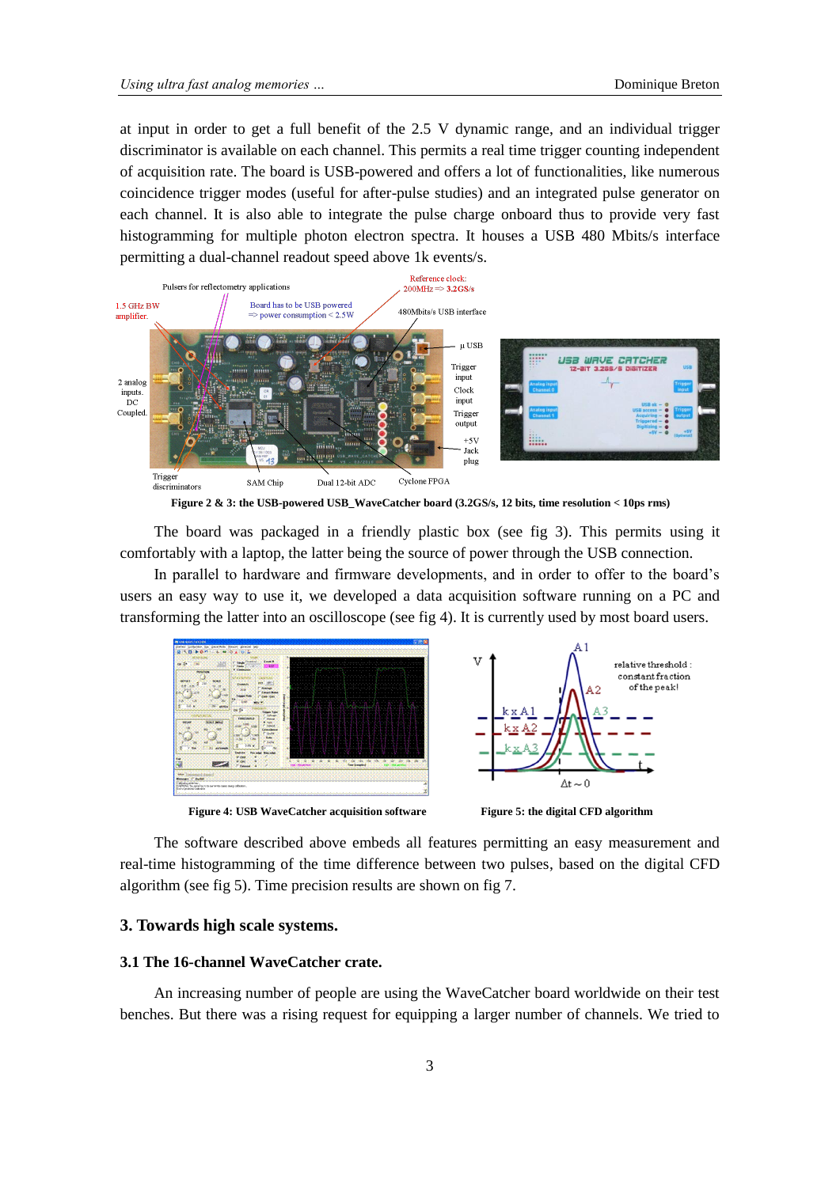at input in order to get a full benefit of the 2.5 V dynamic range, and an individual trigger discriminator is available on each channel. This permits a real time trigger counting independent of acquisition rate. The board is USB-powered and offers a lot of functionalities, like numerous coincidence trigger modes (useful for after-pulse studies) and an integrated pulse generator on each channel. It is also able to integrate the pulse charge onboard thus to provide very fast histogramming for multiple photon electron spectra. It houses a USB 480 Mbits/s interface permitting a dual-channel readout speed above 1k events/s.

**Figure 2 & 3: the USB-powered USB_WaveCatcher board (3.2GS/s, 12 bits, time resolution < 10ps rms)**

The board was packaged in a friendly plastic box (see fig 3). This permits using it comfortably with a laptop, the latter being the source of power through the USB connection.

In parallel to hardware and firmware developments, and in order to offer to the board's users an easy way to use it, we developed a data acquisition software running on a PC and transforming the latter into an oscilloscope (see fig 4). It is currently used by most board users.

**Figure 4: USB WaveCatcher acquisition software**

**Figure 5: the digital CFD algorithm**

The software described above embeds all features permitting an easy measurement and real-time histogramming of the time difference between two pulses, based on the digital CFD algorithm (see fig 5). Time precision results are shown on fig 7.

## 3. Towards high scale systems.

### 3.1 The 16-channel WaveCatcher crate.

An increasing number of people are using the WaveCatcher board worldwide on their test benches. But there was a rising request for equipping a larger number of channels. We tried to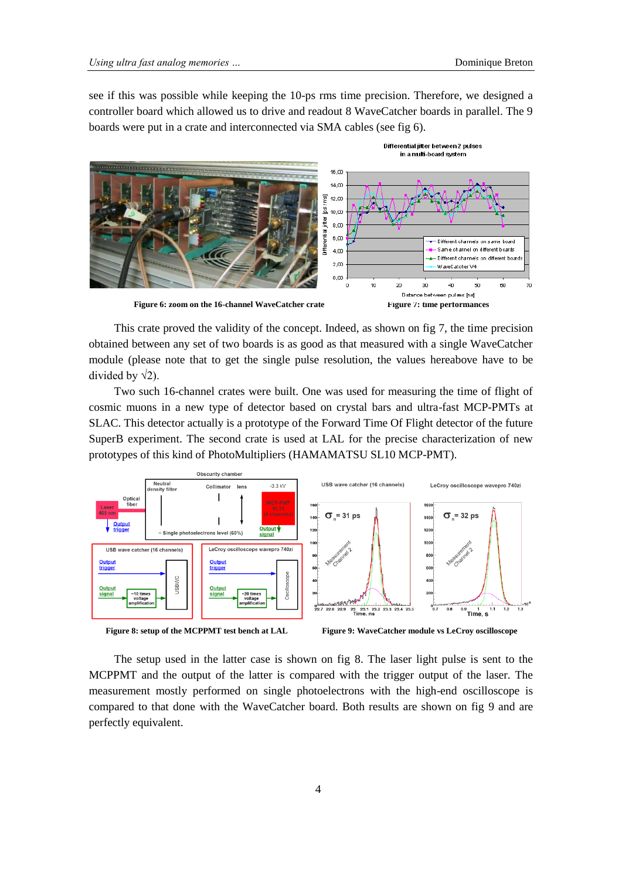see if this was possible while keeping the 10-ps rms time precision. Therefore, we designed a controller board which allowed us to drive and readout 8 WaveCatcher boards in parallel. The 9 boards were put in a crate and interconnected via SMA cables (see fig 6).

**Figure 6: zoom on the 16-channel WaveCatcher crate**

**Figure 7: time performances**

This crate proved the validity of the concept. Indeed, as shown on fig 7, the time precision obtained between any set of two boards is as good as that measured with a single WaveCatcher module (please note that to get the single pulse resolution, the values hereabove have to be divided by √2).

Two such 16-channel crates were built. One was used for measuring the time of flight of cosmic muons in a new type of detector based on crystal bars and ultra-fast MCP-PMTs at SLAC. This detector actually is a prototype of the Forward Time Of Flight detector of the future SuperB experiment. The second crate is used at LAL for the precise characterization of new prototypes of this kind of PhotoMultipliers (HAMAMATSU SL10 MCP-PMT).

**Figure 8: setup of the MCPPMT test bench at LAL**

**Figure 9: WaveCatcher module vs LeCroy oscilloscope**

The setup used in the latter case is shown on fig 8. The laser light pulse is sent to the MCPPMT and the output of the latter is compared with the trigger output of the laser. The measurement mostly performed on single photoelectrons with the high-end oscilloscope is compared to that done with the WaveCatcher board. Both results are shown on fig 9 and are perfectly equivalent.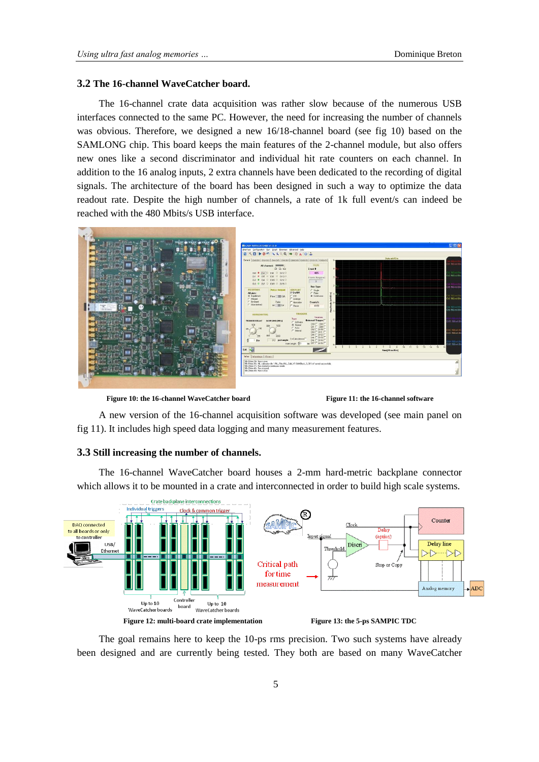### 3.2 The 16-channel WaveCatcher board.

The 16-channel crate data acquisition was rather slow because of the numerous USB interfaces connected to the same PC. However, the need for increasing the number of channels was obvious. Therefore, we designed a new 16/18-channel board (see fig 10) based on the SAMLONG chip. This board keeps the main features of the 2-channel module, but also offers new ones like a second discriminator and individual hit rate counters on each channel. In addition to the 16 analog inputs, 2 extra channels have been dedicated to the recording of digital signals. The architecture of the board has been designed in such a way to optimize the data readout rate. Despite the high number of channels, a rate of 1k full event/s can indeed be reached with the 480 Mbits/s USB interface.

**Figure 10: the 16-channel WaveCatcher board**

**Figure 11: the 16-channel software**

A new version of the 16-channel acquisition software was developed (see main panel on fig 11). It includes high speed data logging and many measurement features.

### 3.3 Still increasing the number of channels.

The 16-channel WaveCatcher board houses a 2-mm hard-metric backplane connector which allows it to be mounted in a crate and interconnected in order to build high scale systems.

**Figure 12: multi-board crate implementation**

**Figure 13: the 5-ps SAMPIC TDC**

The goal remains here to keep the 10-ps rms precision. Two such systems have already been designed and are currently being tested. They both are based on many WaveCatcher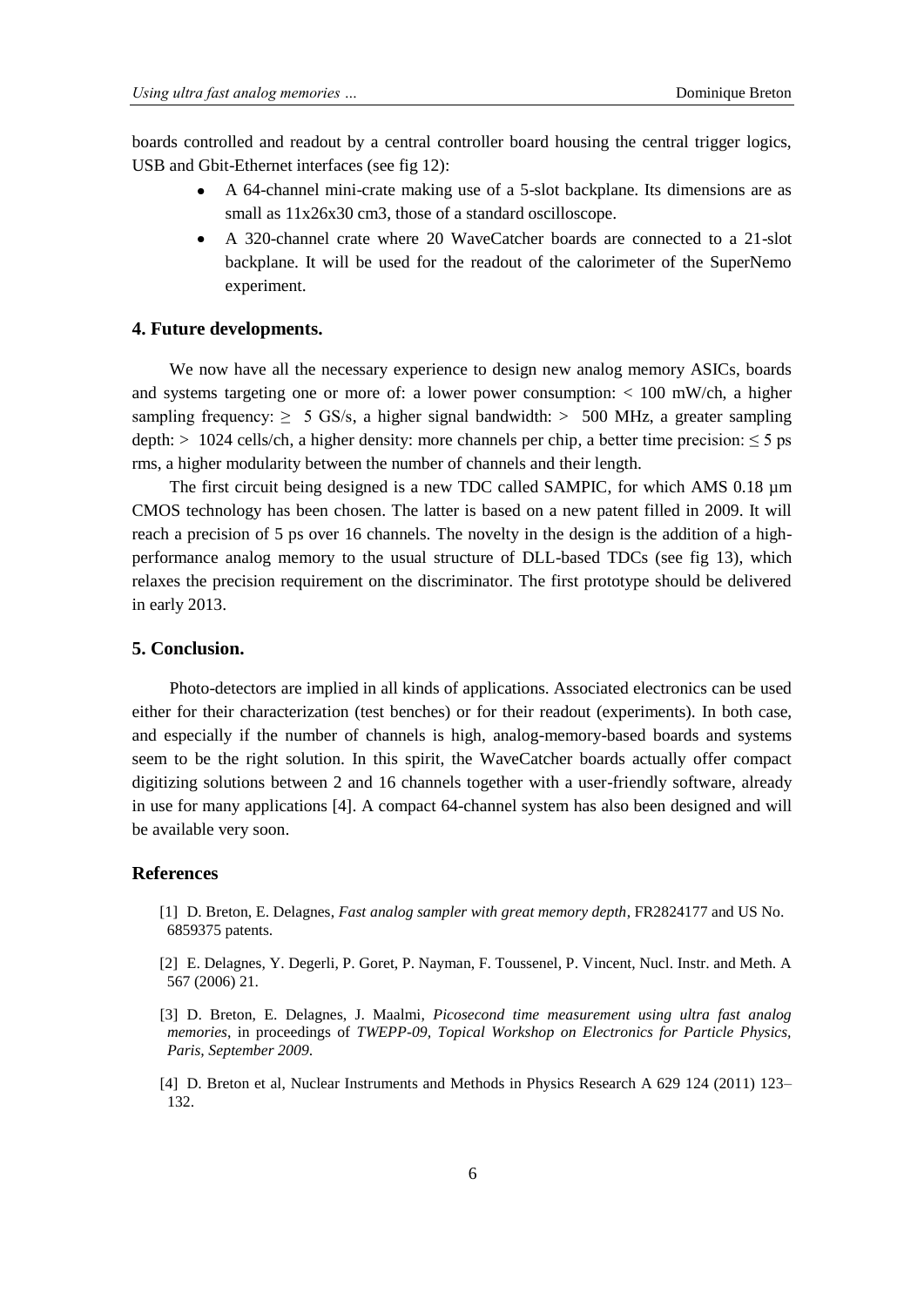boards controlled and readout by a central controller board housing the central trigger logics, USB and Gbit-Ethernet interfaces (see fig 12):

- A 64-channel mini-crate making use of a 5-slot backplane. Its dimensions are as small as 11x26x30 cm3, those of a standard oscilloscope.
- A 320-channel crate where 20 WaveCatcher boards are connected to a 21-slot backplane. It will be used for the readout of the calorimeter of the SuperNemo experiment.

## 4. Future developments.

We now have all the necessary experience to design new analog memory ASICs, boards and systems targeting one or more of: a lower power consumption: $< 100$ mW/ch, a higher sampling frequency: $\geq$ 5 GS/s, a higher signal bandwidth: $>$ 500 MHz, a greater sampling depth: $>$ 1024 cells/ch, a higher density: more channels per chip, a better time precision: $\leq 5$ ps rms, a higher modularity between the number of channels and their length.

The first circuit being designed is a new TDC called SAMPIC, for which AMS 0.18 µm CMOS technology has been chosen. The latter is based on a new patent filled in 2009. It will reach a precision of 5 ps over 16 channels. The novelty in the design is the addition of a high-performance analog memory to the usual structure of DLL-based TDCs (see fig 13), which relaxes the precision requirement on the discriminator. The first prototype should be delivered in early 2013.

## 5. Conclusion.

Photo-detectors are implied in all kinds of applications. Associated electronics can be used either for their characterization (test benches) or for their readout (experiments). In both case, and especially if the number of channels is high, analog-memory-based boards and systems seem to be the right solution. In this spirit, the WaveCatcher boards actually offer compact digitizing solutions between 2 and 16 channels together with a user-friendly software, already in use for many applications [4]. A compact 64-channel system has also been designed and will be available very soon.

## References

[1] D. Breton, E. Delagnes, *Fast analog sampler with great memory depth*, FR2824177 and US No. 6859375 patents.

[2] E. Delagnes, Y. Degerli, P. Goret, P. Nayman, F. Toussenel, P. Vincent, Nucl. Instr. and Meth. A 567 (2006) 21.

[3] D. Breton, E. Delagnes, J. Maalmi, *Picosecond time measurement using ultra fast analog memories*, in proceedings of *TWEPP-09, Topical Workshop on Electronics for Particle Physics, Paris, September 2009.*

[4] D. Breton et al, Nuclear Instruments and Methods in Physics Research A 629 124 (2011) 123–132.